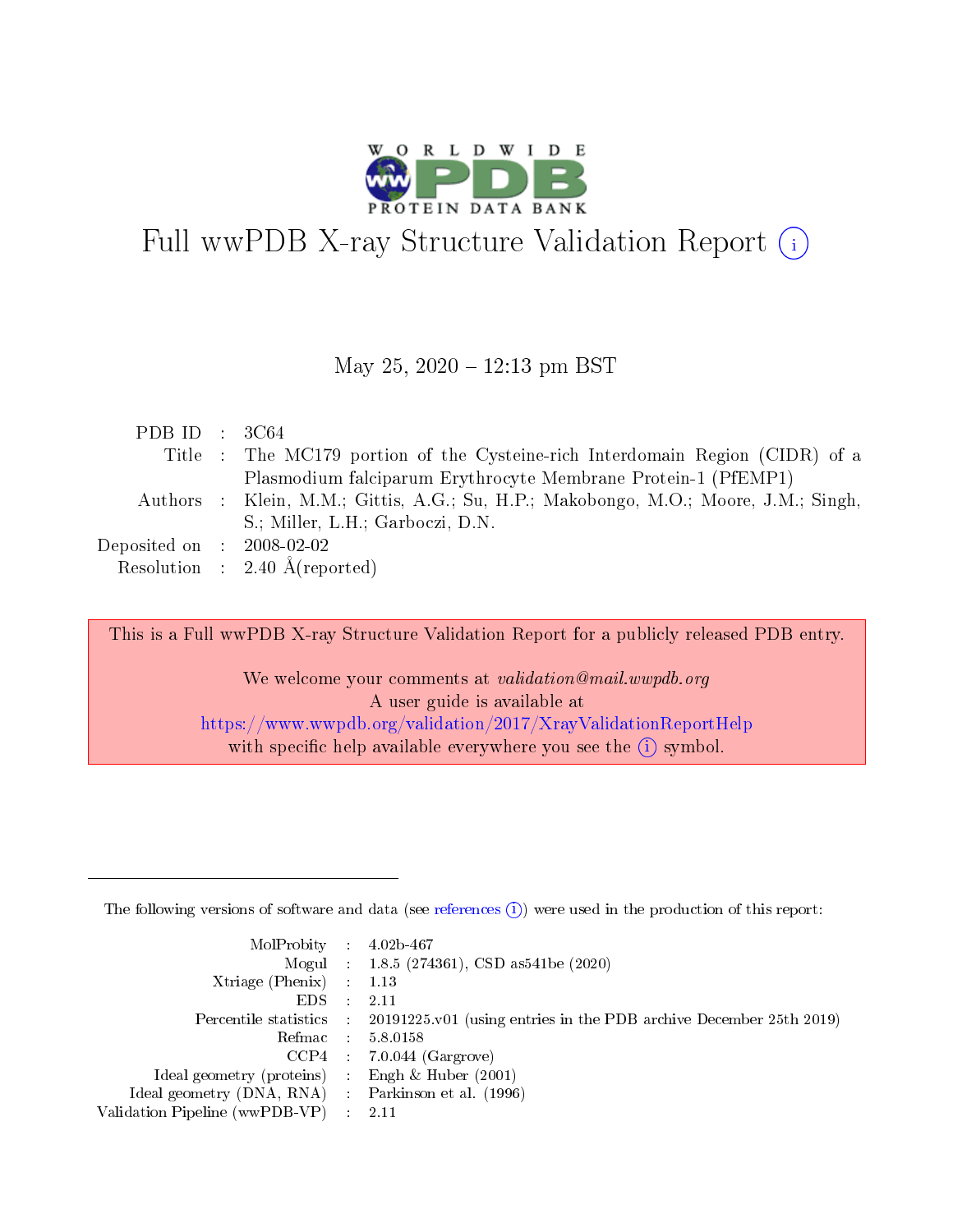# Full wwPDB X-ray Structure Validation Report (i)

May 25, 2020 – 12:13 pm BST

| | | |
|---|---|---|
| PDB ID | : | 3C64 |
| Title | : | The MC179 portion of the Cysteine-rich Interdomain Region (CIDR) of a Plasmodium falciparum Erythrocyte Membrane Protein-1 (PfEMP1) |
| Authors | : | Klein, M.M.; Gittis, A.G.; Su, H.P.; Makobongo, M.O.; Moore, J.M.; Singh, S.; Miller, L.H.; Garboczi, D.N. |
| Deposited on | : | 2008-02-02 |
| Resolution | : | 2.40 Å(reported) |

This is a Full wwPDB X-ray Structure Validation Report for a publicly released PDB entry.

We welcome your comments at *validation@mail.wwpdb.org*
A user guide is available at
https://www.wwpdb.org/validation/2017/XrayValidationReportHelp
with specific help available everywhere you see the (i) symbol.

---

The following versions of software and data (see references (i)) were used in the production of this report:

| | | |
|---|---|---|
| MolProbity | : | 4.02b-467 |
| Mogul | : | 1.8.5 (274361), CSD as541be (2020) |
| Xtriage (Phenix) | : | 1.13 |
| EDS | : | 2.11 |
| Percentile statistics | : | 20191225.v01 (using entries in the PDB archive December 25th 2019) |
| Refmac | : | 5.8.0158 |
| CCP4 | : | 7.0.044 (Gargrove) |
| Ideal geometry (proteins) | : | Engh & Huber (2001) |
| Ideal geometry (DNA, RNA) | : | Parkinson et al. (1996) |
| Validation Pipeline (wwPDB-VP) | : | 2.11 |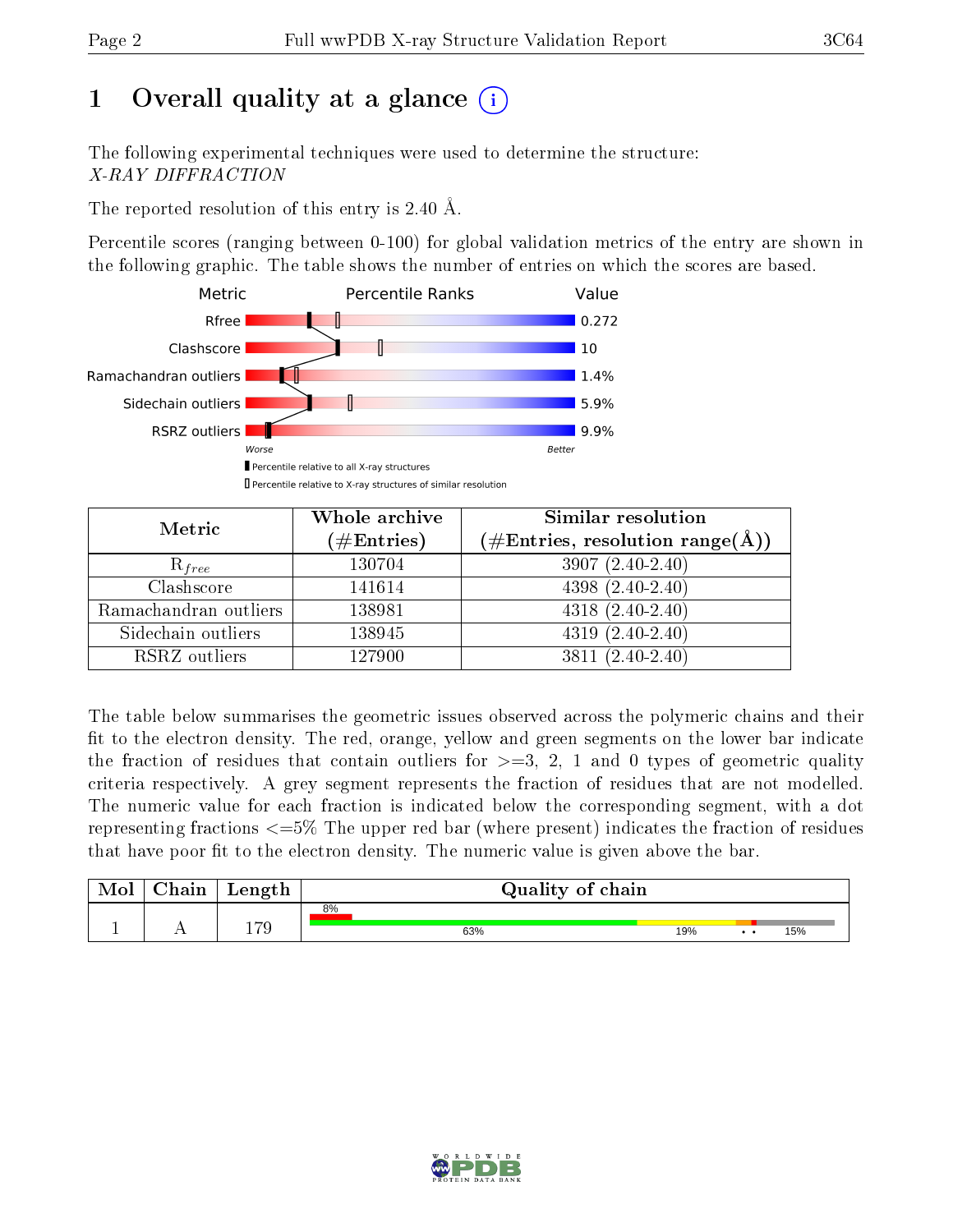# 1 Overall quality at a glance (i)

The following experimental techniques were used to determine the structure:
*X-RAY DIFFRACTION*

The reported resolution of this entry is 2.40 Å.

Percentile scores (ranging between 0-100) for global validation metrics of the entry are shown in the following graphic. The table shows the number of entries on which the scores are based.

| Metric | Value |
|---|---|
| Rfree | 0.272 |
| Clashscore | 10 |
| Ramachandran outliers | 1.4% |
| Sidechain outliers | 5.9% |
| RSRZ outliers | 9.9% |

Worse — Better

▮ Percentile relative to all X-ray structures
▯ Percentile relative to X-ray structures of similar resolution

| Metric | Whole archive (#Entries) | Similar resolution (#Entries, resolution range(Å)) |
|---|---|---|
| $R_{free}$ | 130704 | 3907 (2.40-2.40) |
| Clashscore | 141614 | 4398 (2.40-2.40) |
| Ramachandran outliers | 138981 | 4318 (2.40-2.40) |
| Sidechain outliers | 138945 | 4319 (2.40-2.40) |
| RSRZ outliers | 127900 | 3811 (2.40-2.40) |

The table below summarises the geometric issues observed across the polymeric chains and their fit to the electron density. The red, orange, yellow and green segments on the lower bar indicate the fraction of residues that contain outliers for >=3, 2, 1 and 0 types of geometric quality criteria respectively. A grey segment represents the fraction of residues that are not modelled. The numeric value for each fraction is indicated below the corresponding segment, with a dot representing fractions <=5% The upper red bar (where present) indicates the fraction of residues that have poor fit to the electron density. The numeric value is given above the bar.

| Mol | Chain | Length | Quality of chain |
|---|---|---|---|
| 1 | A | 179 | 8% (poor fit); 63%, 19%, • •, 15% |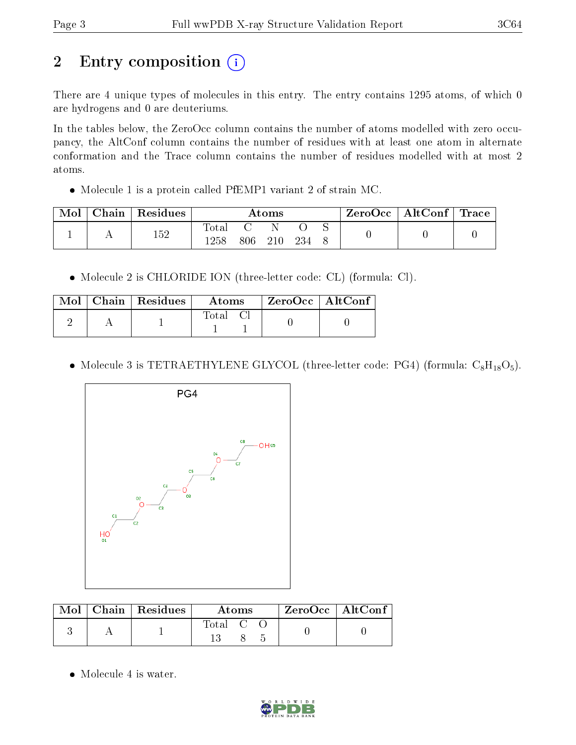# 2 Entry composition (i)

There are 4 unique types of molecules in this entry. The entry contains 1295 atoms, of which 0 are hydrogens and 0 are deuteriums.

In the tables below, the ZeroOcc column contains the number of atoms modelled with zero occupancy, the AltConf column contains the number of residues with at least one atom in alternate conformation and the Trace column contains the number of residues modelled with at most 2 atoms.

- Molecule 1 is a protein called PfEMP1 variant 2 of strain MC.

| Mol | Chain | Residues | Atoms | | | | | ZeroOcc | AltConf | Trace |
|---|---|---|---|---|---|---|---|---|---|---|
| 1 | A | 152 | Total | C | N | O | S | 0 | 0 | 0 |
| | | | 1258 | 806 | 210 | 234 | 8 | | | |

- Molecule 2 is CHLORIDE ION (three-letter code: CL) (formula: Cl).

| Mol | Chain | Residues | Atoms | | ZeroOcc | AltConf |
|---|---|---|---|---|---|---|
| 2 | A | 1 | Total | Cl | 0 | 0 |
| | | | 1 | 1 | | |

- Molecule 3 is TETRAETHYLENE GLYCOL (three-letter code: PG4) (formula: $C_8H_{18}O_5$).

| Mol | Chain | Residues | Atoms | | | ZeroOcc | AltConf |
|---|---|---|---|---|---|---|---|
| 3 | A | 1 | Total | C | O | 0 | 0 |
| | | | 13 | 8 | 5 | | |

- Molecule 4 is water.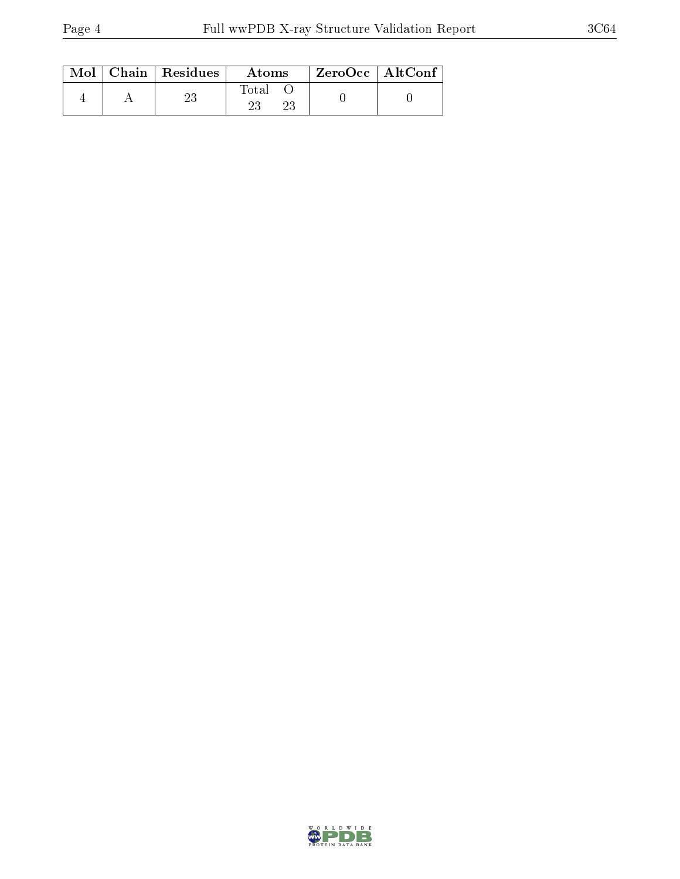| Mol | Chain | Residues | Atoms | | ZeroOcc | AltConf |
|---|---|---|---|---|---|---|
| | | | Total | O | | |
| 4 | A | 23 | 23 | 23 | 0 | 0 |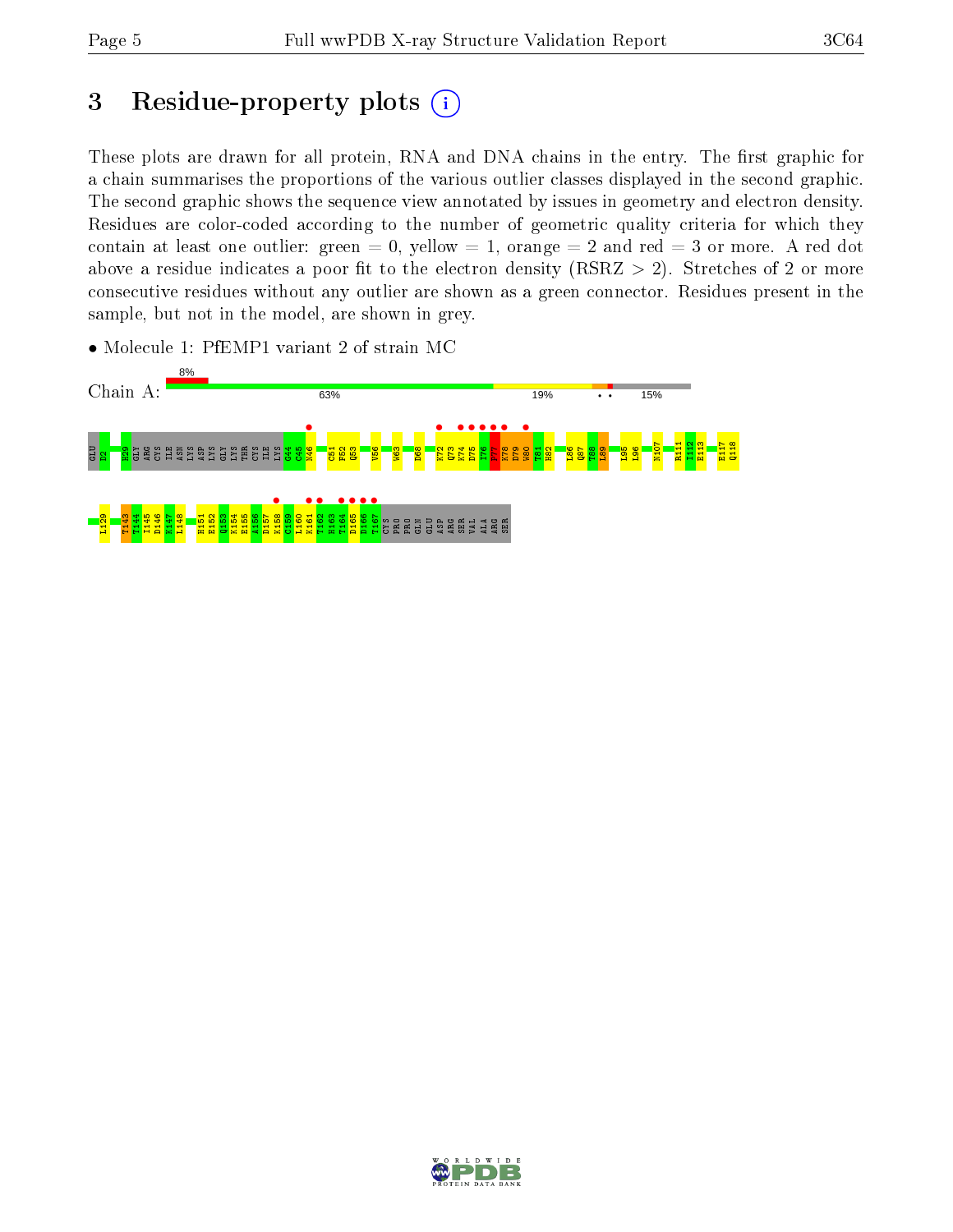# 3 Residue-property plots

These plots are drawn for all protein, RNA and DNA chains in the entry. The first graphic for a chain summarises the proportions of the various outlier classes displayed in the second graphic. The second graphic shows the sequence view annotated by issues in geometry and electron density. Residues are color-coded according to the number of geometric quality criteria for which they contain at least one outlier: green = 0, yellow = 1, orange = 2 and red = 3 or more. A red dot above a residue indicates a poor fit to the electron density (RSRZ > 2). Stretches of 2 or more consecutive residues without any outlier are shown as a green connector. Residues present in the sample, but not in the model, are shown in grey.

- Molecule 1: PfEMP1 variant 2 of strain MC

Chain A: 8% | 63% | 19% | • • | 15%

GLU D2 H29 GLY ARG CYS ILE ASN LYS ASP LYS GLY LYS THR CYS ILE LYS G44 C45 N46 C51 F52 Q53 V56 W63 D68 K72 Q73 K74 D75 I76 F77 K78 D79 W80 T81 H82 L86 Q87 T88 L89 L95 L96 N107 R111 I112 E113 E117 Q118

L129 T143 T144 I145 D146 K147 L148 H151 E152 Q153 K154 E155 A156 D157 K158 C159 L160 K161 T162 H163 T164 D165 D166 T167 CYS PRO PRO GLN GLU ASP ARG SER VAL ALA ARG SER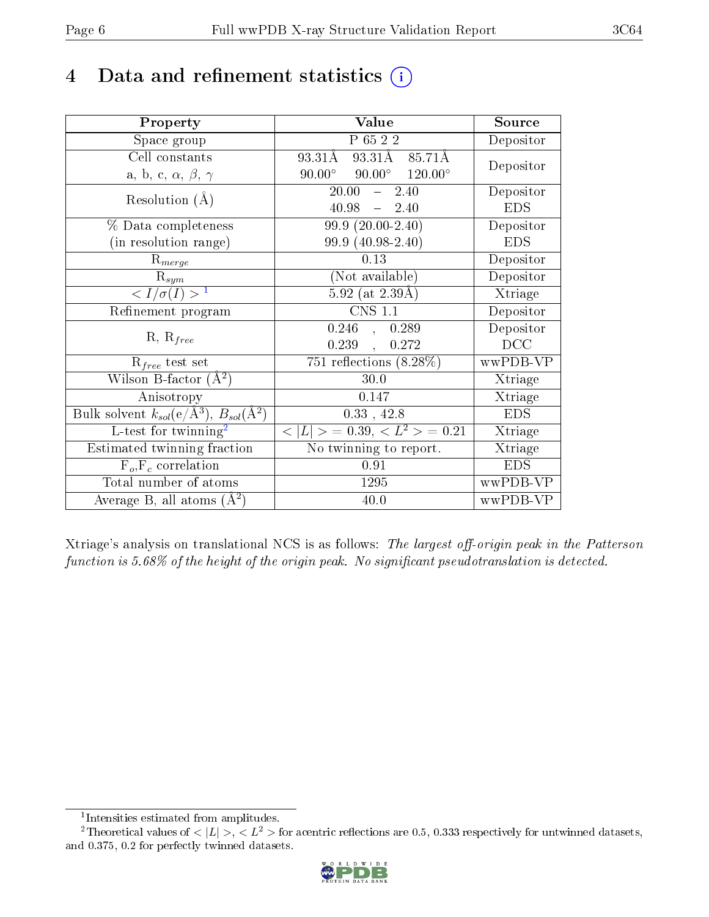# 4 Data and refinement statistics

| Property | Value | Source |
|---|---|---|
| Space group | P 65 2 2 | Depositor |
| Cell constants<br>a, b, c, $\alpha$, $\beta$, $\gamma$ | 93.31Å 93.31Å 85.71Å<br>90.00° 90.00° 120.00° | Depositor |
| Resolution (Å) | 20.00 – 2.40<br>40.98 – 2.40 | Depositor<br>EDS |
| % Data completeness<br>(in resolution range) | 99.9 (20.00-2.40)<br>99.9 (40.98-2.40) | Depositor<br>EDS |
| $R_{merge}$ | 0.13 | Depositor |
| $R_{sym}$ | (Not available) | Depositor |
| $< I/\sigma(I) >$ [1] | 5.92 (at 2.39Å) | Xtriage |
| Refinement program | CNS 1.1 | Depositor |
| R, $R_{free}$ | 0.246 , 0.289<br>0.239 , 0.272 | Depositor<br>DCC |
| $R_{free}$ test set | 751 reflections (8.28%) | wwPDB-VP |
| Wilson B-factor (Å$^2$) | 30.0 | Xtriage |
| Anisotropy | 0.147 | Xtriage |
| Bulk solvent $k_{sol}$(e/Å$^3$), $B_{sol}$(Å$^2$) | 0.33 , 42.8 | EDS |
| L-test for twinning[2] | $< \|L\| >$ = 0.39, $< L^2 >$ = 0.21 | Xtriage |
| Estimated twinning fraction | No twinning to report. | Xtriage |
| $F_o$,$F_c$ correlation | 0.91 | EDS |
| Total number of atoms | 1295 | wwPDB-VP |
| Average B, all atoms (Å$^2$) | 40.0 | wwPDB-VP |

Xtriage's analysis on translational NCS is as follows: *The largest off-origin peak in the Patterson function is 5.68% of the height of the origin peak. No significant pseudotranslation is detected.*

[1] Intensities estimated from amplitudes.

[2] Theoretical values of $< |L| >$, $< L^2 >$ for acentric reflections are 0.5, 0.333 respectively for untwinned datasets, and 0.375, 0.2 for perfectly twinned datasets.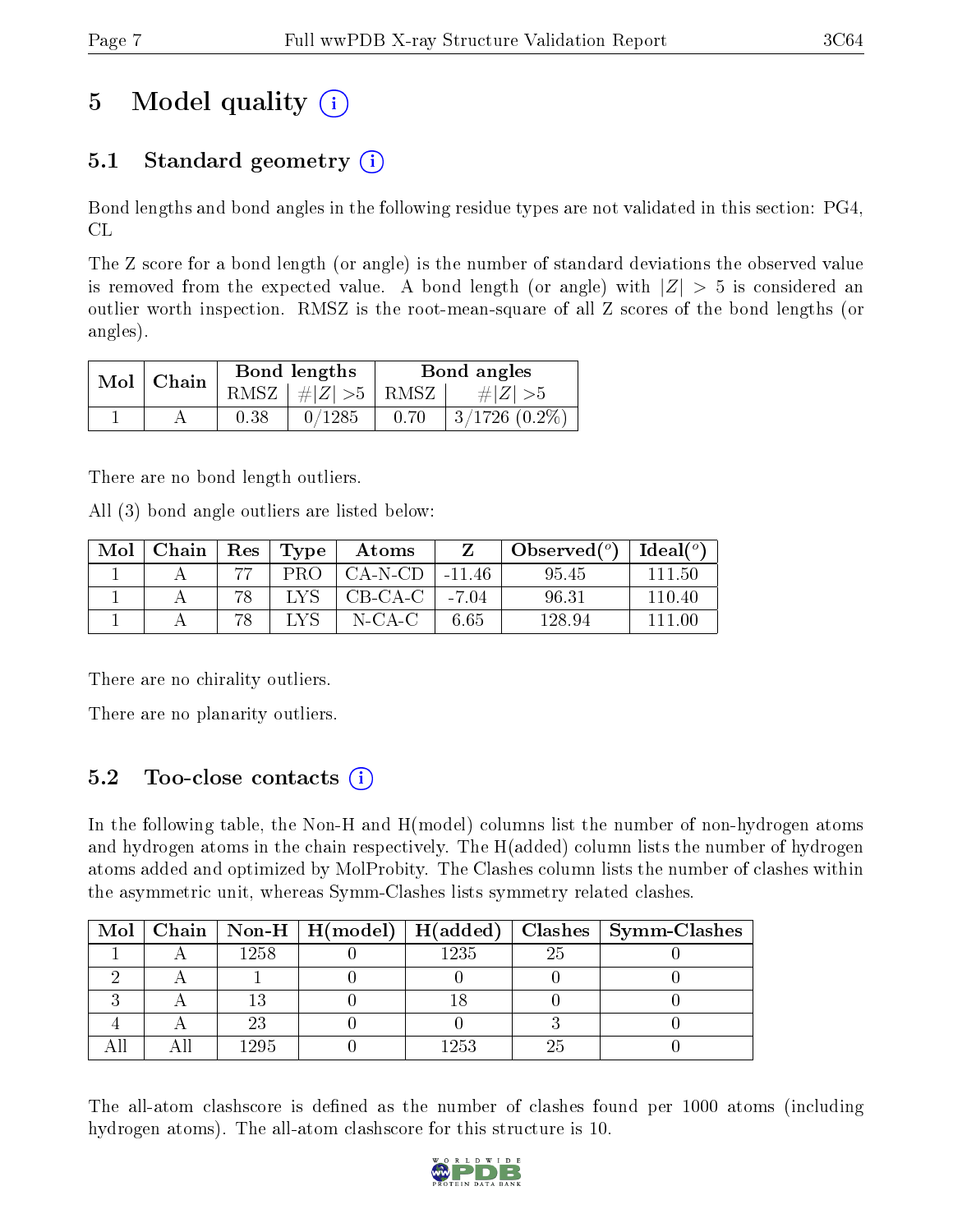# 5 Model quality

## 5.1 Standard geometry

Bond lengths and bond angles in the following residue types are not validated in this section: PG4, CL

The Z score for a bond length (or angle) is the number of standard deviations the observed value is removed from the expected value. A bond length (or angle) with $|Z| > 5$ is considered an outlier worth inspection. RMSZ is the root-mean-square of all Z scores of the bond lengths (or angles).

| Mol | Chain | Bond lengths | | Bond angles | |
|---|---|---|---|---|---|
| | | RMSZ | $\#\lvert Z\rvert >5$ | RMSZ | $\#\lvert Z\rvert >5$ |
| 1 | A | 0.38 | 0/1285 | 0.70 | 3/1726 (0.2%) |

There are no bond length outliers.

All (3) bond angle outliers are listed below:

| Mol | Chain | Res | Type | Atoms | Z | Observed($^o$) | Ideal($^o$) |
|---|---|---|---|---|---|---|---|
| 1 | A | 77 | PRO | CA-N-CD | -11.46 | 95.45 | 111.50 |
| 1 | A | 78 | LYS | CB-CA-C | -7.04 | 96.31 | 110.40 |
| 1 | A | 78 | LYS | N-CA-C | 6.65 | 128.94 | 111.00 |

There are no chirality outliers.

There are no planarity outliers.

## 5.2 Too-close contacts

In the following table, the Non-H and H(model) columns list the number of non-hydrogen atoms and hydrogen atoms in the chain respectively. The H(added) column lists the number of hydrogen atoms added and optimized by MolProbity. The Clashes column lists the number of clashes within the asymmetric unit, whereas Symm-Clashes lists symmetry related clashes.

| Mol | Chain | Non-H | H(model) | H(added) | Clashes | Symm-Clashes |
|---|---|---|---|---|---|---|
| 1 | A | 1258 | 0 | 1235 | 25 | 0 |
| 2 | A | 1 | 0 | 0 | 0 | 0 |
| 3 | A | 13 | 0 | 18 | 0 | 0 |
| 4 | A | 23 | 0 | 0 | 3 | 0 |
| All | All | 1295 | 0 | 1253 | 25 | 0 |

The all-atom clashscore is defined as the number of clashes found per 1000 atoms (including hydrogen atoms). The all-atom clashscore for this structure is 10.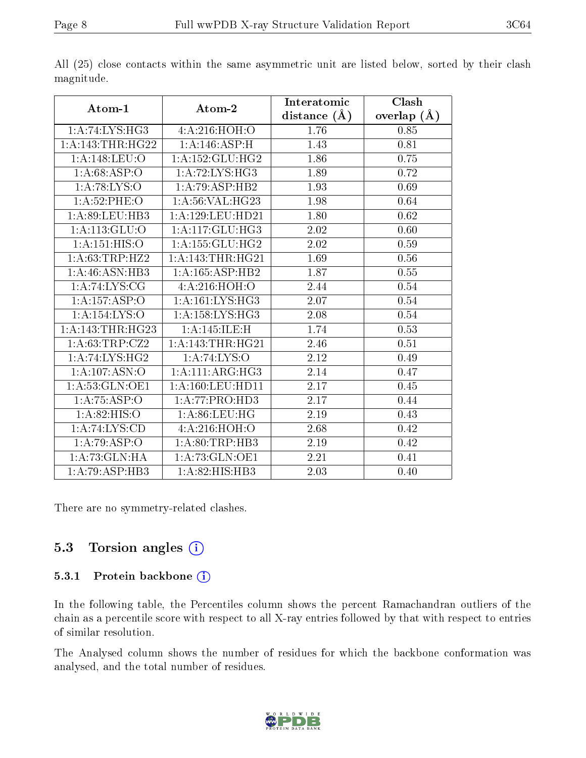All (25) close contacts within the same asymmetric unit are listed below, sorted by their clash magnitude.

| Atom-1 | Atom-2 | Interatomic distance (Å) | Clash overlap (Å) |
|---|---|---|---|
| 1:A:74:LYS:HG3 | 4:A:216:HOH:O | 1.76 | 0.85 |
| 1:A:143:THR:HG22 | 1:A:146:ASP:H | 1.43 | 0.81 |
| 1:A:148:LEU:O | 1:A:152:GLU:HG2 | 1.86 | 0.75 |
| 1:A:68:ASP:O | 1:A:72:LYS:HG3 | 1.89 | 0.72 |
| 1:A:78:LYS:O | 1:A:79:ASP:HB2 | 1.93 | 0.69 |
| 1:A:52:PHE:O | 1:A:56:VAL:HG23 | 1.98 | 0.64 |
| 1:A:89:LEU:HB3 | 1:A:129:LEU:HD21 | 1.80 | 0.62 |
| 1:A:113:GLU:O | 1:A:117:GLU:HG3 | 2.02 | 0.60 |
| 1:A:151:HIS:O | 1:A:155:GLU:HG2 | 2.02 | 0.59 |
| 1:A:63:TRP:HZ2 | 1:A:143:THR:HG21 | 1.69 | 0.56 |
| 1:A:46:ASN:HB3 | 1:A:165:ASP:HB2 | 1.87 | 0.55 |
| 1:A:74:LYS:CG | 4:A:216:HOH:O | 2.44 | 0.54 |
| 1:A:157:ASP:O | 1:A:161:LYS:HG3 | 2.07 | 0.54 |
| 1:A:154:LYS:O | 1:A:158:LYS:HG3 | 2.08 | 0.54 |
| 1:A:143:THR:HG23 | 1:A:145:ILE:H | 1.74 | 0.53 |
| 1:A:63:TRP:CZ2 | 1:A:143:THR:HG21 | 2.46 | 0.51 |
| 1:A:74:LYS:HG2 | 1:A:74:LYS:O | 2.12 | 0.49 |
| 1:A:107:ASN:O | 1:A:111:ARG:HG3 | 2.14 | 0.47 |
| 1:A:53:GLN:OE1 | 1:A:160:LEU:HD11 | 2.17 | 0.45 |
| 1:A:75:ASP:O | 1:A:77:PRO:HD3 | 2.17 | 0.44 |
| 1:A:82:HIS:O | 1:A:86:LEU:HG | 2.19 | 0.43 |
| 1:A:74:LYS:CD | 4:A:216:HOH:O | 2.68 | 0.42 |
| 1:A:79:ASP:O | 1:A:80:TRP:HB3 | 2.19 | 0.42 |
| 1:A:73:GLN:HA | 1:A:73:GLN:OE1 | 2.21 | 0.41 |
| 1:A:79:ASP:HB3 | 1:A:82:HIS:HB3 | 2.03 | 0.40 |

There are no symmetry-related clashes.

## 5.3 Torsion angles

### 5.3.1 Protein backbone

In the following table, the Percentiles column shows the percent Ramachandran outliers of the chain as a percentile score with respect to all X-ray entries followed by that with respect to entries of similar resolution.

The Analysed column shows the number of residues for which the backbone conformation was analysed, and the total number of residues.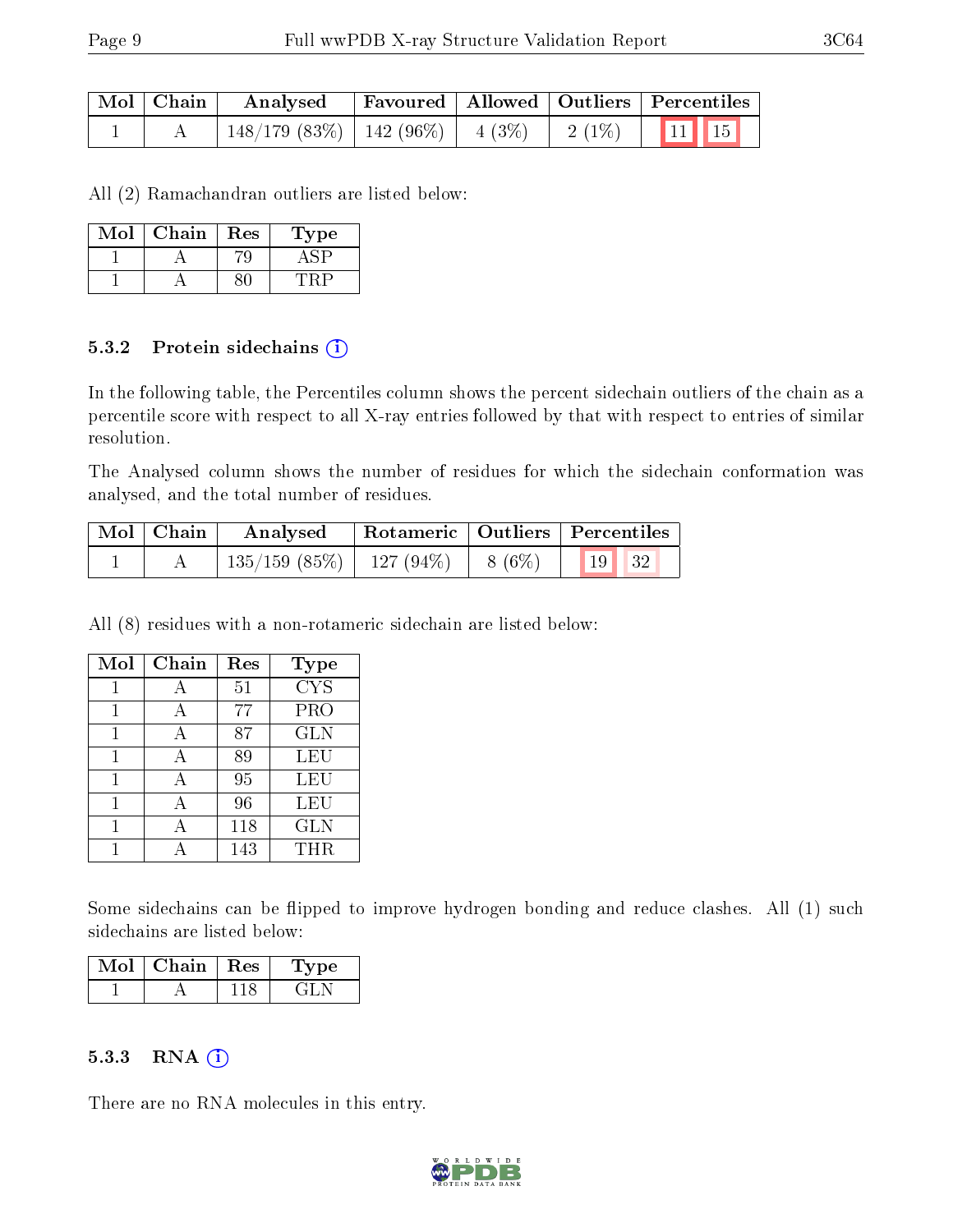| Mol | Chain | Analysed | Favoured | Allowed | Outliers | Percentiles | |
|---|---|---|---|---|---|---|---|
| 1 | A | 148/179 (83%) | 142 (96%) | 4 (3%) | 2 (1%) | 11 | 15 |

All (2) Ramachandran outliers are listed below:

| Mol | Chain | Res | Type |
|---|---|---|---|
| 1 | A | 79 | ASP |
| 1 | A | 80 | TRP |

#### 5.3.2 Protein sidechains

In the following table, the Percentiles column shows the percent sidechain outliers of the chain as a percentile score with respect to all X-ray entries followed by that with respect to entries of similar resolution.

The Analysed column shows the number of residues for which the sidechain conformation was analysed, and the total number of residues.

| Mol | Chain | Analysed | Rotameric | Outliers | Percentiles | |
|---|---|---|---|---|---|---|
| 1 | A | 135/159 (85%) | 127 (94%) | 8 (6%) | 19 | 32 |

All (8) residues with a non-rotameric sidechain are listed below:

| Mol | Chain | Res | Type |
|---|---|---|---|
| 1 | A | 51 | CYS |
| 1 | A | 77 | PRO |
| 1 | A | 87 | GLN |
| 1 | A | 89 | LEU |
| 1 | A | 95 | LEU |
| 1 | A | 96 | LEU |
| 1 | A | 118 | GLN |
| 1 | A | 143 | THR |

Some sidechains can be flipped to improve hydrogen bonding and reduce clashes. All (1) such sidechains are listed below:

| Mol | Chain | Res | Type |
|---|---|---|---|
| 1 | A | 118 | GLN |

#### 5.3.3 RNA

There are no RNA molecules in this entry.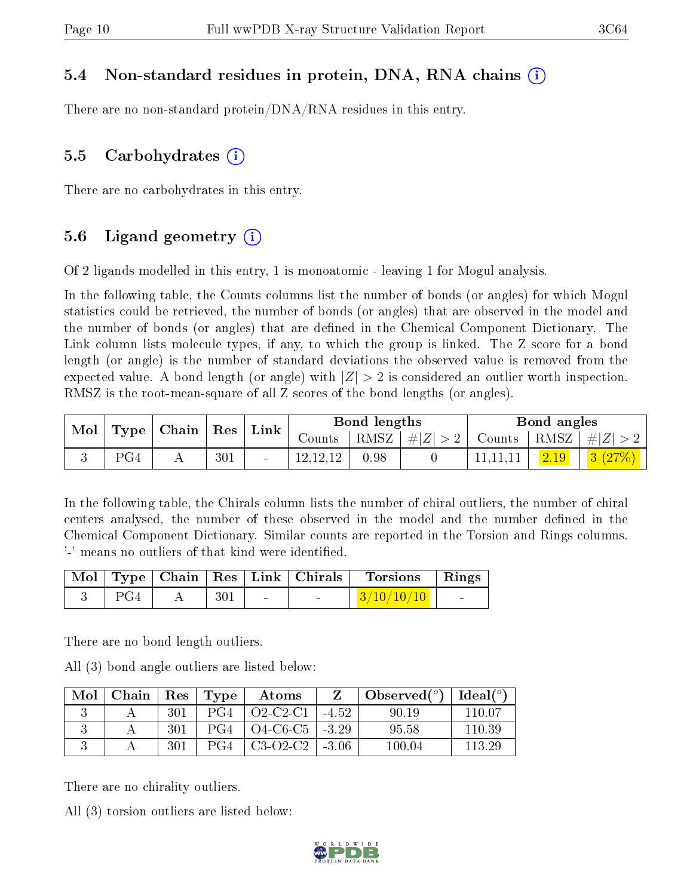### 5.4 Non-standard residues in protein, DNA, RNA chains

There are no non-standard protein/DNA/RNA residues in this entry.

### 5.5 Carbohydrates

There are no carbohydrates in this entry.

### 5.6 Ligand geometry

Of 2 ligands modelled in this entry, 1 is monoatomic - leaving 1 for Mogul analysis.

In the following table, the Counts columns list the number of bonds (or angles) for which Mogul statistics could be retrieved, the number of bonds (or angles) that are observed in the model and the number of bonds (or angles) that are defined in the Chemical Component Dictionary. The Link column lists molecule types, if any, to which the group is linked. The Z score for a bond length (or angle) is the number of standard deviations the observed value is removed from the expected value. A bond length (or angle) with $|Z| > 2$ is considered an outlier worth inspection. RMSZ is the root-mean-square of all Z scores of the bond lengths (or angles).

| Mol | Type | Chain | Res | Link | Bond lengths | | | Bond angles | | |
|---|---|---|---|---|---|---|---|---|---|---|
| | | | | | Counts | RMSZ | $\#\|Z\| > 2$ | Counts | RMSZ | $\#\|Z\| > 2$ |
| 3 | PG4 | A | 301 | - | 12,12,12 | 0.98 | 0 | 11,11,11 | 2.19 | 3 (27%) |

In the following table, the Chirals column lists the number of chiral outliers, the number of chiral centers analysed, the number of these observed in the model and the number defined in the Chemical Component Dictionary. Similar counts are reported in the Torsion and Rings columns. '-' means no outliers of that kind were identified.

| Mol | Type | Chain | Res | Link | Chirals | Torsions | Rings |
|---|---|---|---|---|---|---|---|
| 3 | PG4 | A | 301 | - | - | 3/10/10/10 | - |

There are no bond length outliers.

All (3) bond angle outliers are listed below:

| Mol | Chain | Res | Type | Atoms | Z | Observed($^o$) | Ideal($^o$) |
|---|---|---|---|---|---|---|---|
| 3 | A | 301 | PG4 | O2-C2-C1 | -4.52 | 90.19 | 110.07 |
| 3 | A | 301 | PG4 | O4-C6-C5 | -3.29 | 95.58 | 110.39 |
| 3 | A | 301 | PG4 | C3-O2-C2 | -3.06 | 100.04 | 113.29 |

There are no chirality outliers.

All (3) torsion outliers are listed below: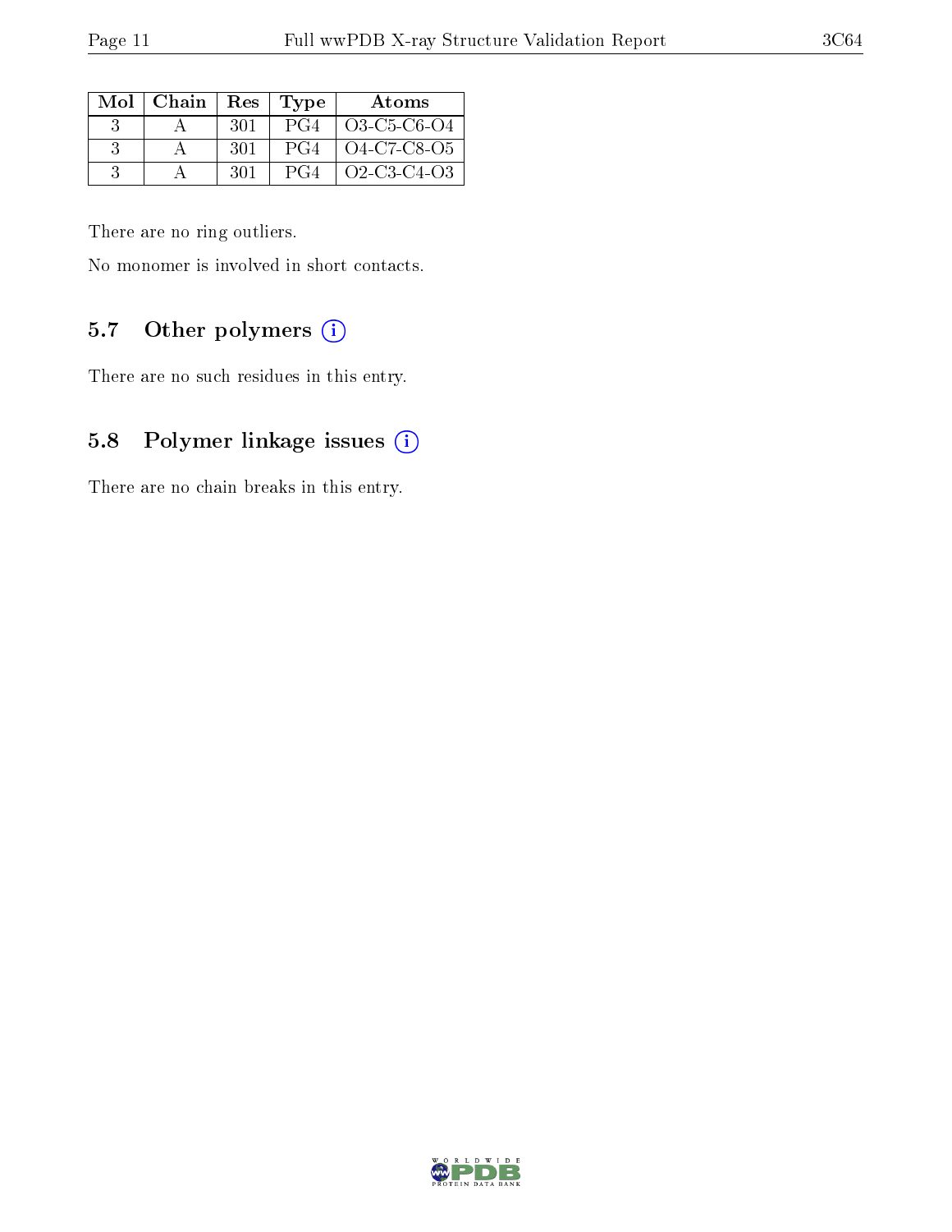| Mol | Chain | Res | Type | Atoms |
|---|---|---|---|---|
| 3 | A | 301 | PG4 | O3-C5-C6-O4 |
| 3 | A | 301 | PG4 | O4-C7-C8-O5 |
| 3 | A | 301 | PG4 | O2-C3-C4-O3 |

There are no ring outliers.

No monomer is involved in short contacts.

### 5.7 Other polymers

There are no such residues in this entry.

### 5.8 Polymer linkage issues

There are no chain breaks in this entry.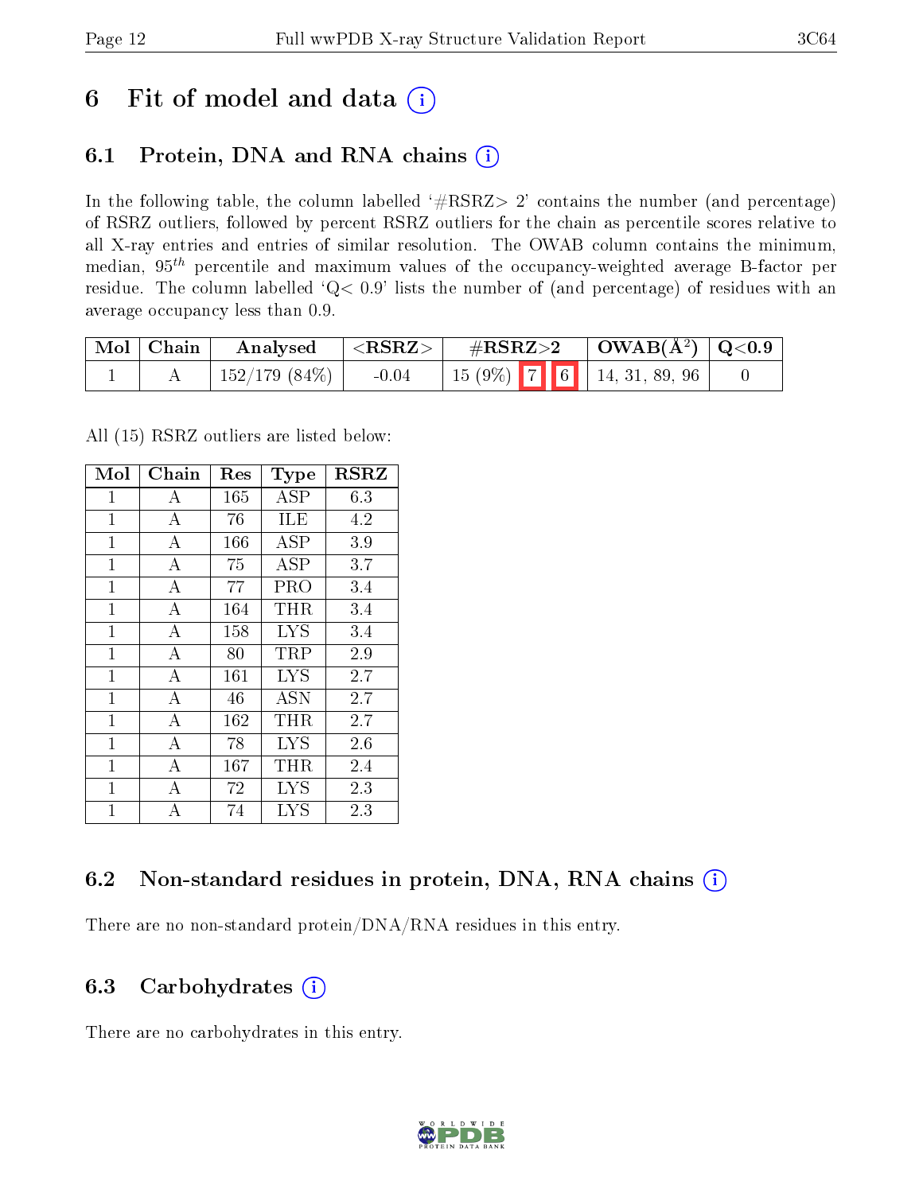# 6 Fit of model and data (i)

## 6.1 Protein, DNA and RNA chains (i)

In the following table, the column labelled '#RSRZ> 2' contains the number (and percentage) of RSRZ outliers, followed by percent RSRZ outliers for the chain as percentile scores relative to all X-ray entries and entries of similar resolution. The OWAB column contains the minimum, median, $95^{th}$ percentile and maximum values of the occupancy-weighted average B-factor per residue. The column labelled 'Q< 0.9' lists the number of (and percentage) of residues with an average occupancy less than 0.9.

| Mol | Chain | Analysed | <RSRZ> | #RSRZ>2 | | | OWAB(Å$^2$) | Q<0.9 |
|---|---|---|---|---|---|---|---|---|
| 1 | A | 152/179 (84%) | -0.04 | 15 (9%) | 7 | 6 | 14, 31, 89, 96 | 0 |

All (15) RSRZ outliers are listed below:

| Mol | Chain | Res | Type | RSRZ |
|---|---|---|---|---|
| 1 | A | 165 | ASP | 6.3 |
| 1 | A | 76 | ILE | 4.2 |
| 1 | A | 166 | ASP | 3.9 |
| 1 | A | 75 | ASP | 3.7 |
| 1 | A | 77 | PRO | 3.4 |
| 1 | A | 164 | THR | 3.4 |
| 1 | A | 158 | LYS | 3.4 |
| 1 | A | 80 | TRP | 2.9 |
| 1 | A | 161 | LYS | 2.7 |
| 1 | A | 46 | ASN | 2.7 |
| 1 | A | 162 | THR | 2.7 |
| 1 | A | 78 | LYS | 2.6 |
| 1 | A | 167 | THR | 2.4 |
| 1 | A | 72 | LYS | 2.3 |
| 1 | A | 74 | LYS | 2.3 |

## 6.2 Non-standard residues in protein, DNA, RNA chains (i)

There are no non-standard protein/DNA/RNA residues in this entry.

## 6.3 Carbohydrates (i)

There are no carbohydrates in this entry.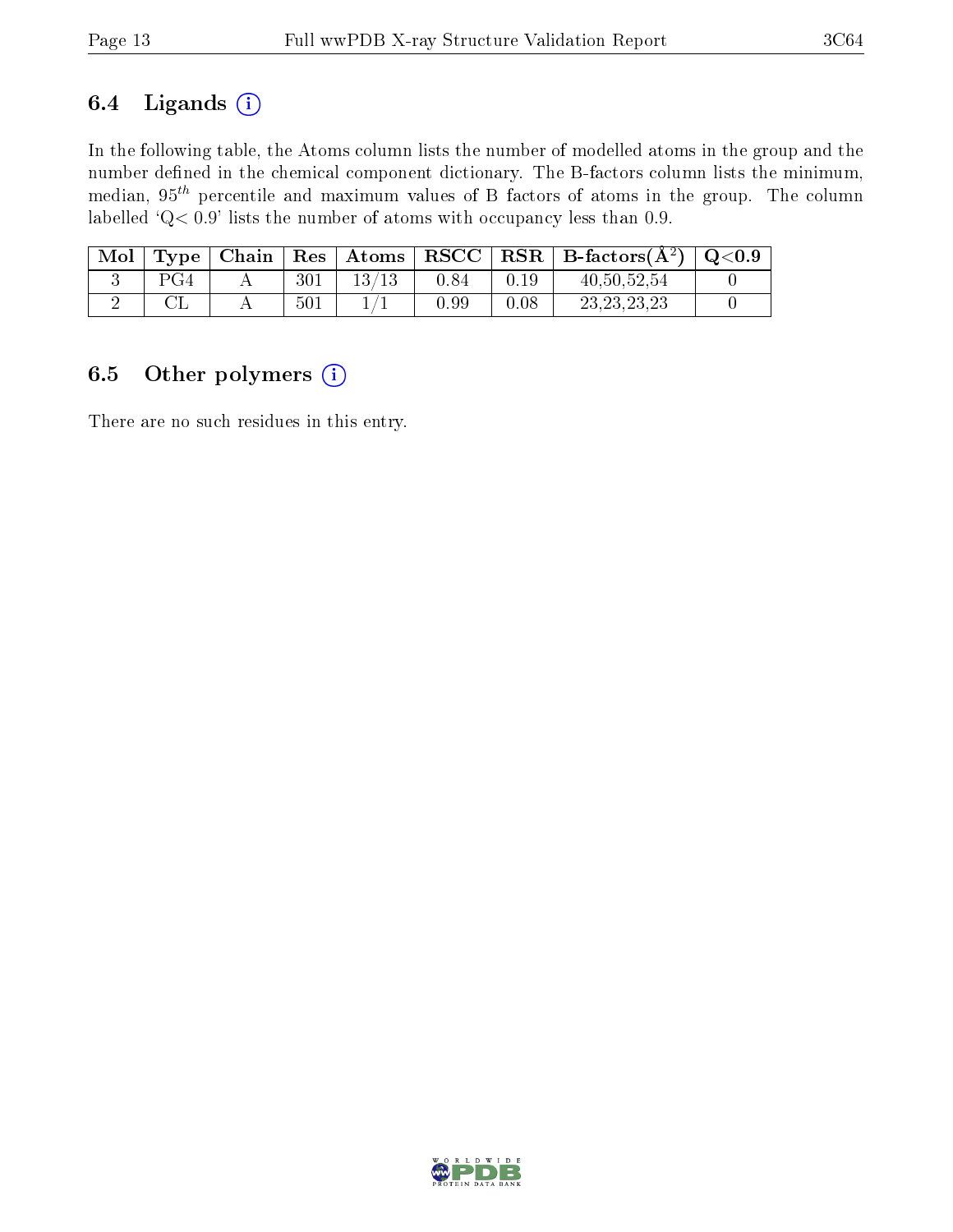## 6.4 Ligands (i)

In the following table, the Atoms column lists the number of modelled atoms in the group and the number defined in the chemical component dictionary. The B-factors column lists the minimum, median, $95^{th}$ percentile and maximum values of B factors of atoms in the group. The column labelled 'Q< 0.9' lists the number of atoms with occupancy less than 0.9.

| Mol | Type | Chain | Res | Atoms | RSCC | RSR | B-factors($\AA^2$) | Q<0.9 |
|---|---|---|---|---|---|---|---|---|
| 3 | PG4 | A | 301 | 13/13 | 0.84 | 0.19 | 40,50,52,54 | 0 |
| 2 | CL | A | 501 | 1/1 | 0.99 | 0.08 | 23,23,23,23 | 0 |

## 6.5 Other polymers (i)

There are no such residues in this entry.